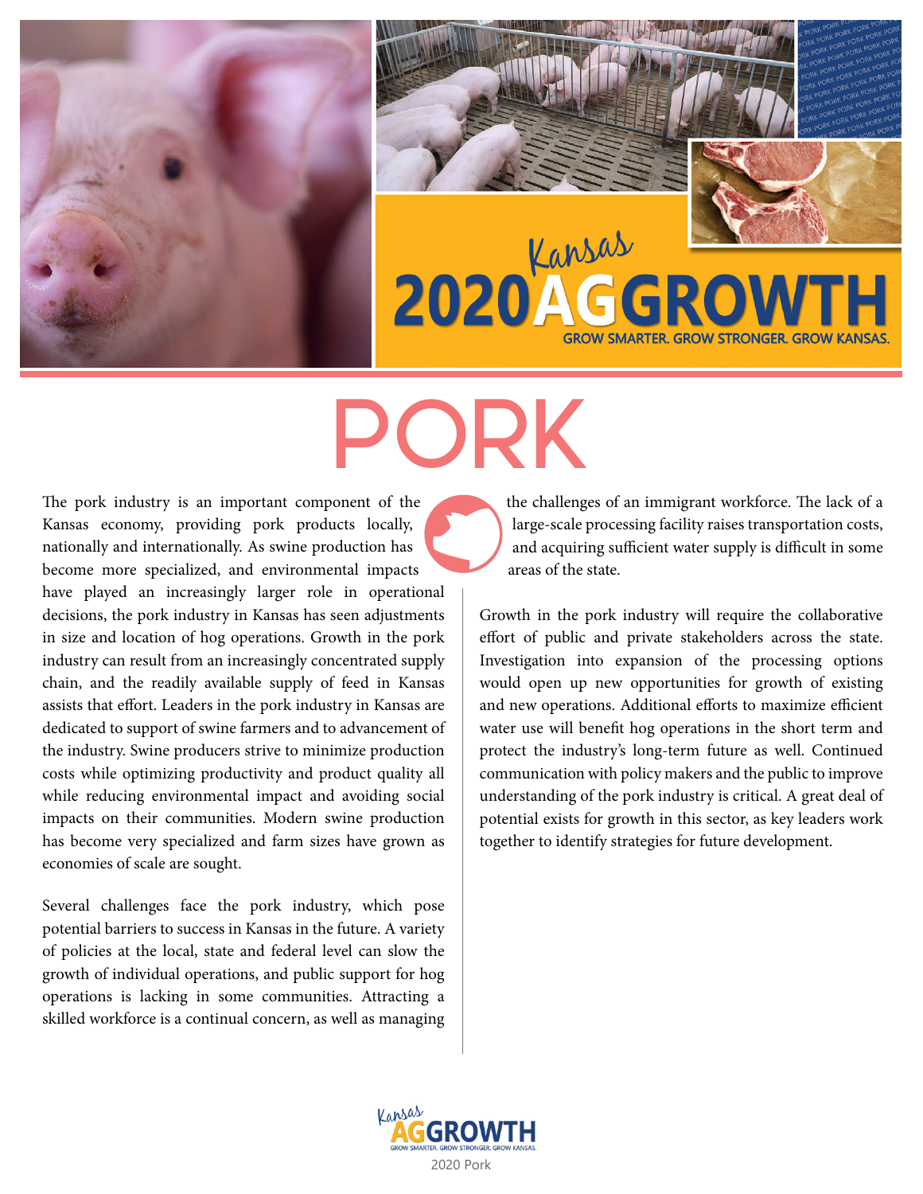Kansas 2020 AG GROWTH

GROW SMARTER. GROW STRONGER. GROW KANSAS.

# PORK

The pork industry is an important component of the Kansas economy, providing pork products locally, nationally and internationally. As swine production has become more specialized, and environmental impacts have played an increasingly larger role in operational decisions, the pork industry in Kansas has seen adjustments in size and location of hog operations. Growth in the pork industry can result from an increasingly concentrated supply chain, and the readily available supply of feed in Kansas assists that effort. Leaders in the pork industry in Kansas are dedicated to support of swine farmers and to advancement of the industry. Swine producers strive to minimize production costs while optimizing productivity and product quality all while reducing environmental impact and avoiding social impacts on their communities. Modern swine production has become very specialized and farm sizes have grown as economies of scale are sought.

Several challenges face the pork industry, which pose potential barriers to success in Kansas in the future. A variety of policies at the local, state and federal level can slow the growth of individual operations, and public support for hog operations is lacking in some communities. Attracting a skilled workforce is a continual concern, as well as managing the challenges of an immigrant workforce. The lack of a large-scale processing facility raises transportation costs, and acquiring sufficient water supply is difficult in some areas of the state.

Growth in the pork industry will require the collaborative effort of public and private stakeholders across the state. Investigation into expansion of the processing options would open up new opportunities for growth of existing and new operations. Additional efforts to maximize efficient water use will benefit hog operations in the short term and protect the industry's long-term future as well. Continued communication with policy makers and the public to improve understanding of the pork industry is critical. A great deal of potential exists for growth in this sector, as key leaders work together to identify strategies for future development.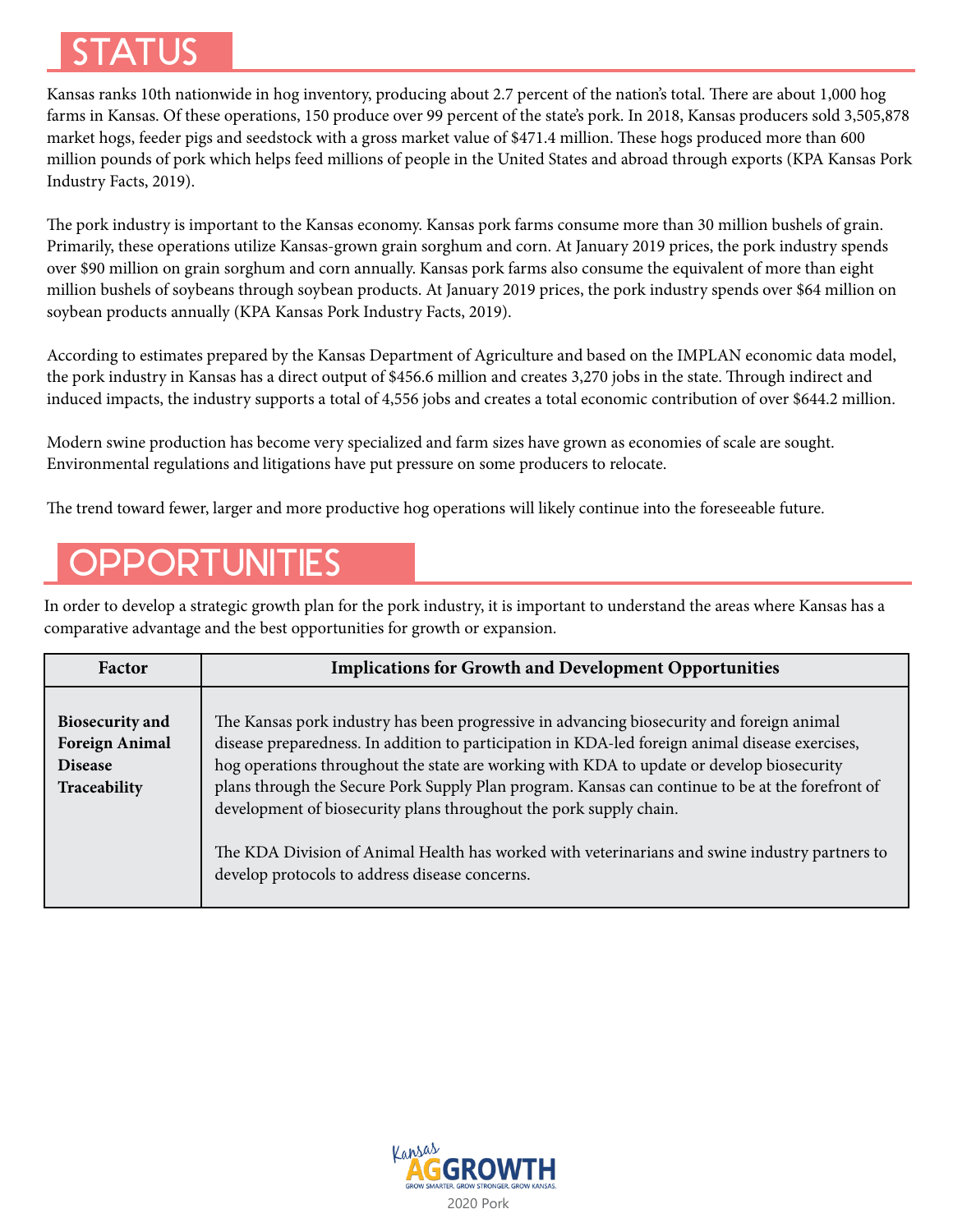## STATUS

Kansas ranks 10th nationwide in hog inventory, producing about 2.7 percent of the nation's total. There are about 1,000 hog farms in Kansas. Of these operations, 150 produce over 99 percent of the state's pork. In 2018, Kansas producers sold 3,505,878 market hogs, feeder pigs and seedstock with a gross market value of $471.4 million. These hogs produced more than 600 million pounds of pork which helps feed millions of people in the United States and abroad through exports (KPA Kansas Pork Industry Facts, 2019).

The pork industry is important to the Kansas economy. Kansas pork farms consume more than 30 million bushels of grain. Primarily, these operations utilize Kansas-grown grain sorghum and corn. At January 2019 prices, the pork industry spends over $90 million on grain sorghum and corn annually. Kansas pork farms also consume the equivalent of more than eight million bushels of soybeans through soybean products. At January 2019 prices, the pork industry spends over $64 million on soybean products annually (KPA Kansas Pork Industry Facts, 2019).

According to estimates prepared by the Kansas Department of Agriculture and based on the IMPLAN economic data model, the pork industry in Kansas has a direct output of $456.6 million and creates 3,270 jobs in the state. Through indirect and induced impacts, the industry supports a total of 4,556 jobs and creates a total economic contribution of over $644.2 million.

Modern swine production has become very specialized and farm sizes have grown as economies of scale are sought. Environmental regulations and litigations have put pressure on some producers to relocate.

The trend toward fewer, larger and more productive hog operations will likely continue into the foreseeable future.

## OPPORTUNITIES

In order to develop a strategic growth plan for the pork industry, it is important to understand the areas where Kansas has a comparative advantage and the best opportunities for growth or expansion.

| Factor | Implications for Growth and Development Opportunities |
| --- | --- |
| **Biosecurity and Foreign Animal Disease Traceability** | The Kansas pork industry has been progressive in advancing biosecurity and foreign animal disease preparedness. In addition to participation in KDA-led foreign animal disease exercises, hog operations throughout the state are working with KDA to update or develop biosecurity plans through the Secure Pork Supply Plan program. Kansas can continue to be at the forefront of development of biosecurity plans throughout the pork supply chain.<br><br>The KDA Division of Animal Health has worked with veterinarians and swine industry partners to develop protocols to address disease concerns. |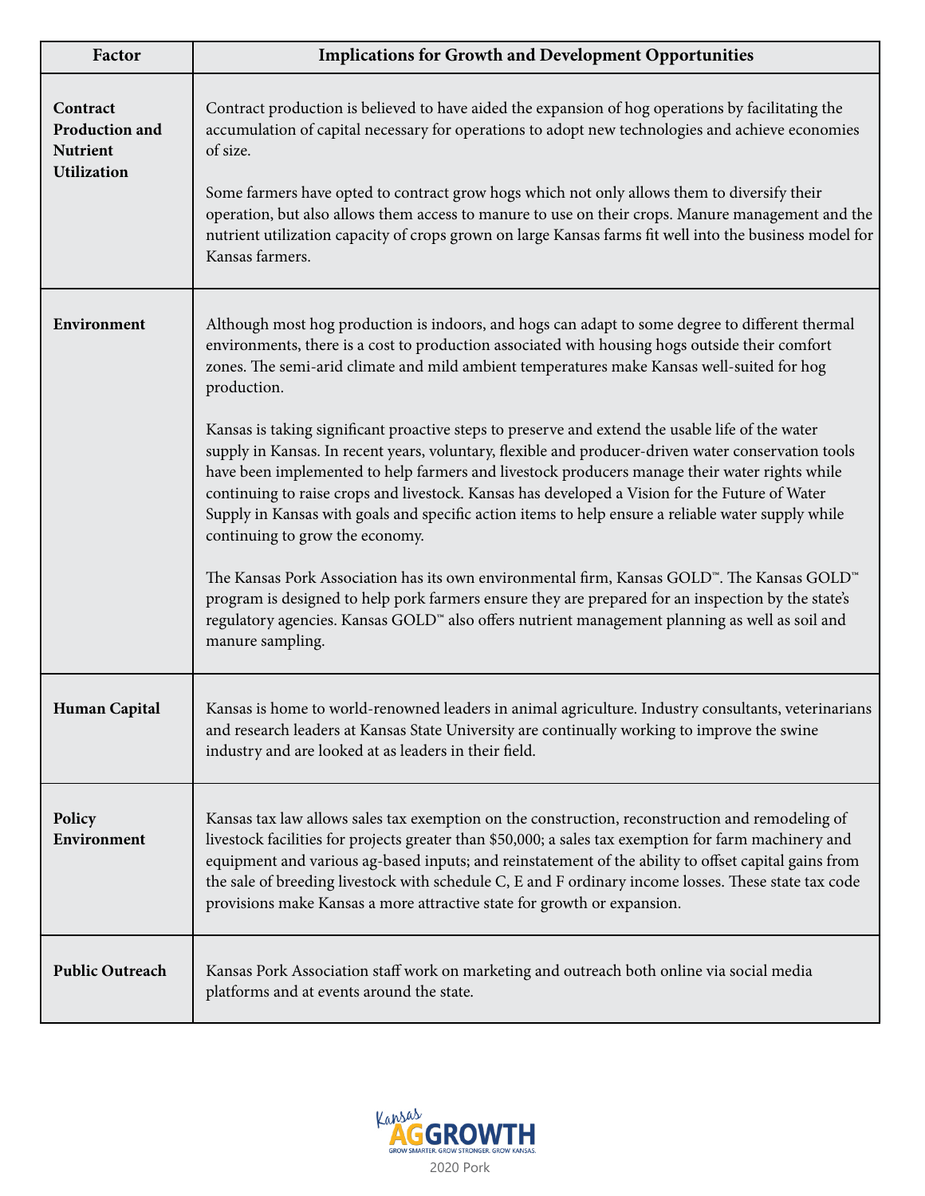| Factor | Implications for Growth and Development Opportunities |
|---|---|
| **Contract Production and Nutrient Utilization** | Contract production is believed to have aided the expansion of hog operations by facilitating the accumulation of capital necessary for operations to adopt new technologies and achieve economies of size.<br><br>Some farmers have opted to contract grow hogs which not only allows them to diversify their operation, but also allows them access to manure to use on their crops. Manure management and the nutrient utilization capacity of crops grown on large Kansas farms fit well into the business model for Kansas farmers. |
| **Environment** | Although most hog production is indoors, and hogs can adapt to some degree to different thermal environments, there is a cost to production associated with housing hogs outside their comfort zones. The semi-arid climate and mild ambient temperatures make Kansas well-suited for hog production.<br><br>Kansas is taking significant proactive steps to preserve and extend the usable life of the water supply in Kansas. In recent years, voluntary, flexible and producer-driven water conservation tools have been implemented to help farmers and livestock producers manage their water rights while continuing to raise crops and livestock. Kansas has developed a Vision for the Future of Water Supply in Kansas with goals and specific action items to help ensure a reliable water supply while continuing to grow the economy.<br><br>The Kansas Pork Association has its own environmental firm, Kansas GOLD™. The Kansas GOLD™ program is designed to help pork farmers ensure they are prepared for an inspection by the state's regulatory agencies. Kansas GOLD™ also offers nutrient management planning as well as soil and manure sampling. |
| **Human Capital** | Kansas is home to world-renowned leaders in animal agriculture. Industry consultants, veterinarians and research leaders at Kansas State University are continually working to improve the swine industry and are looked at as leaders in their field. |
| **Policy Environment** | Kansas tax law allows sales tax exemption on the construction, reconstruction and remodeling of livestock facilities for projects greater than $50,000; a sales tax exemption for farm machinery and equipment and various ag-based inputs; and reinstatement of the ability to offset capital gains from the sale of breeding livestock with schedule C, E and F ordinary income losses. These state tax code provisions make Kansas a more attractive state for growth or expansion. |
| **Public Outreach** | Kansas Pork Association staff work on marketing and outreach both online via social media platforms and at events around the state. |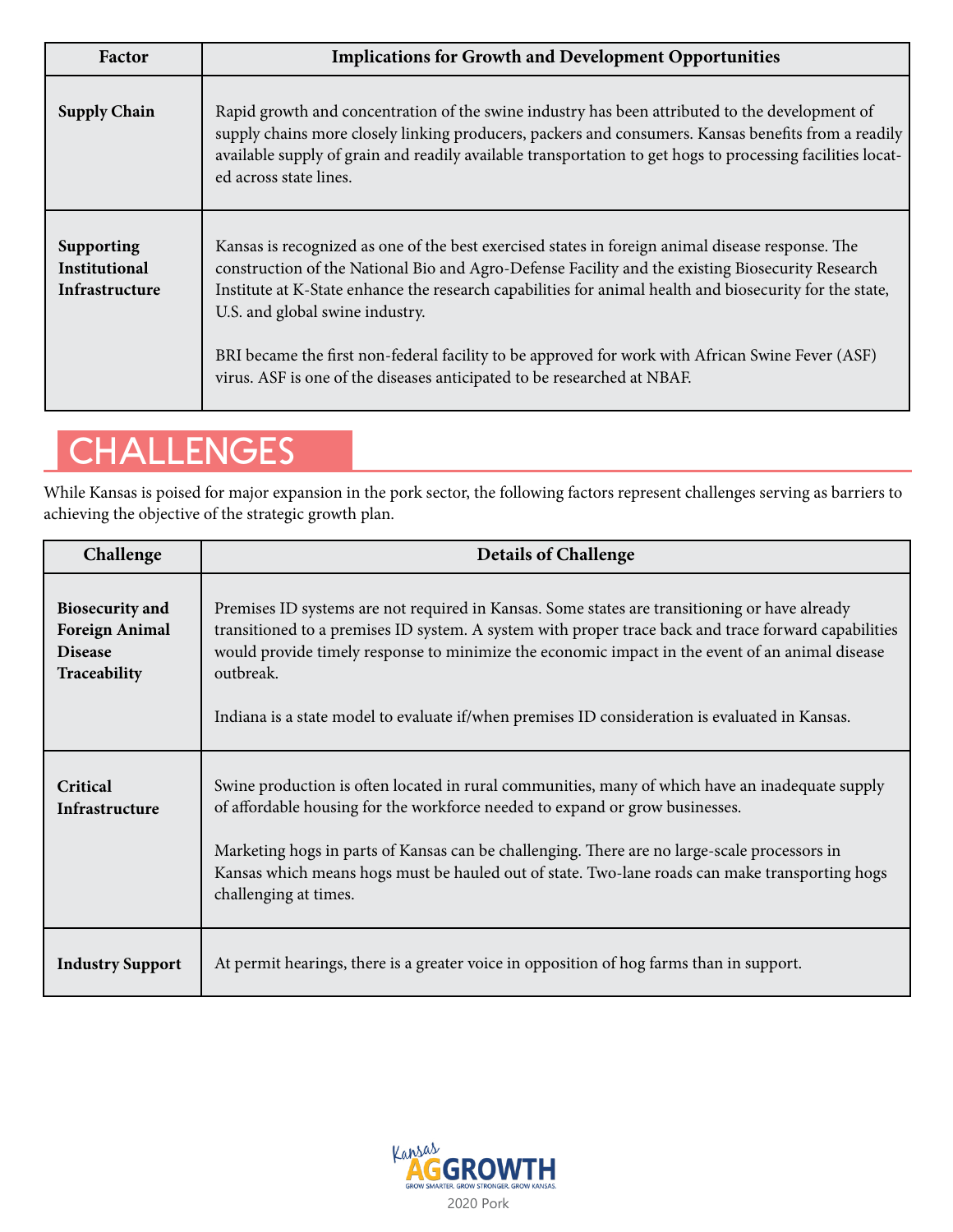| Factor | Implications for Growth and Development Opportunities |
|---|---|
| **Supply Chain** | Rapid growth and concentration of the swine industry has been attributed to the development of supply chains more closely linking producers, packers and consumers. Kansas benefits from a readily available supply of grain and readily available transportation to get hogs to processing facilities located across state lines. |
| **Supporting Institutional Infrastructure** | Kansas is recognized as one of the best exercised states in foreign animal disease response. The construction of the National Bio and Agro-Defense Facility and the existing Biosecurity Research Institute at K-State enhance the research capabilities for animal health and biosecurity for the state, U.S. and global swine industry.<br><br>BRI became the first non-federal facility to be approved for work with African Swine Fever (ASF) virus. ASF is one of the diseases anticipated to be researched at NBAF. |

# CHALLENGES

While Kansas is poised for major expansion in the pork sector, the following factors represent challenges serving as barriers to achieving the objective of the strategic growth plan.

| Challenge | Details of Challenge |
|---|---|
| **Biosecurity and Foreign Animal Disease Traceability** | Premises ID systems are not required in Kansas. Some states are transitioning or have already transitioned to a premises ID system. A system with proper trace back and trace forward capabilities would provide timely response to minimize the economic impact in the event of an animal disease outbreak.<br><br>Indiana is a state model to evaluate if/when premises ID consideration is evaluated in Kansas. |
| **Critical Infrastructure** | Swine production is often located in rural communities, many of which have an inadequate supply of affordable housing for the workforce needed to expand or grow businesses.<br><br>Marketing hogs in parts of Kansas can be challenging. There are no large-scale processors in Kansas which means hogs must be hauled out of state. Two-lane roads can make transporting hogs challenging at times. |
| **Industry Support** | At permit hearings, there is a greater voice in opposition of hog farms than in support. |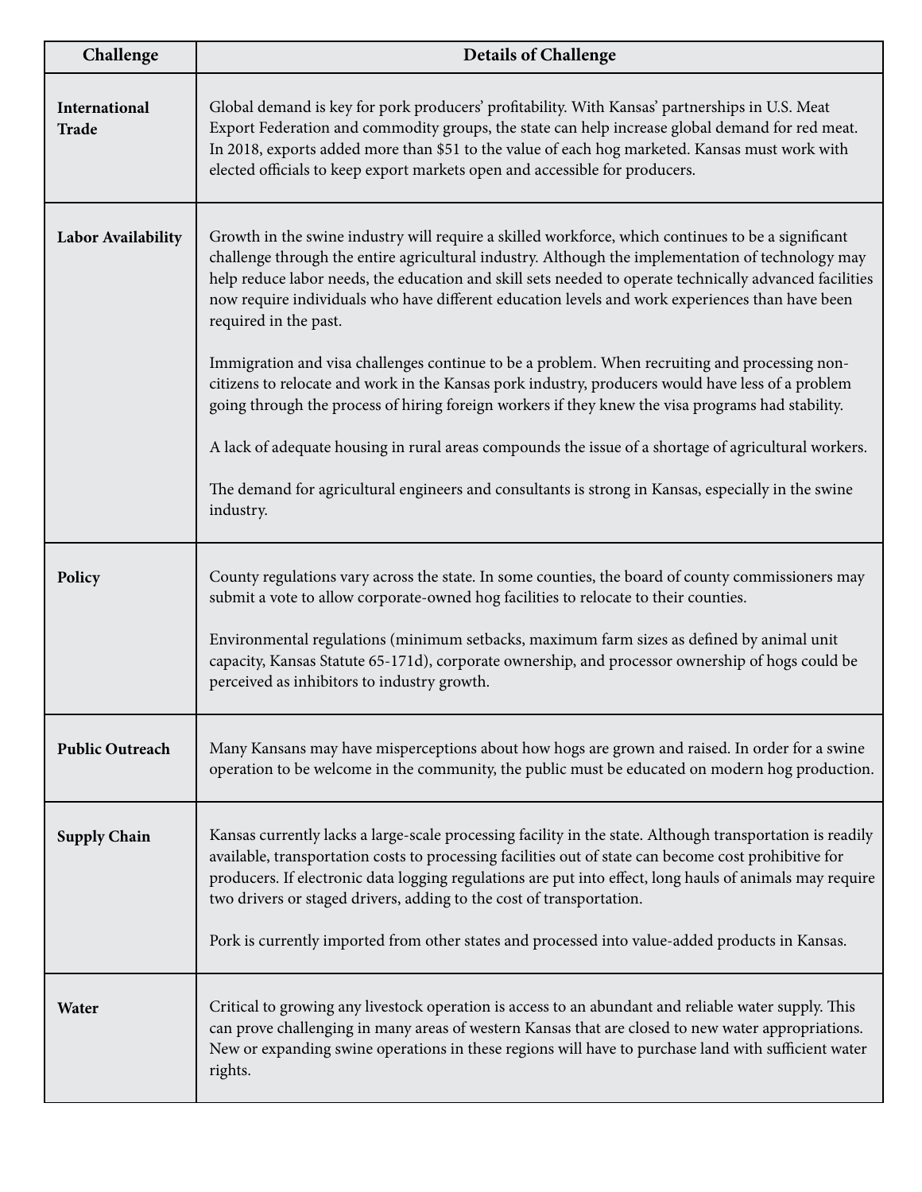| Challenge | Details of Challenge |
|---|---|
| **International Trade** | Global demand is key for pork producers' profitability. With Kansas' partnerships in U.S. Meat Export Federation and commodity groups, the state can help increase global demand for red meat. In 2018, exports added more than $51 to the value of each hog marketed. Kansas must work with elected officials to keep export markets open and accessible for producers. |
| **Labor Availability** | Growth in the swine industry will require a skilled workforce, which continues to be a significant challenge through the entire agricultural industry. Although the implementation of technology may help reduce labor needs, the education and skill sets needed to operate technically advanced facilities now require individuals who have different education levels and work experiences than have been required in the past.<br><br>Immigration and visa challenges continue to be a problem. When recruiting and processing non-citizens to relocate and work in the Kansas pork industry, producers would have less of a problem going through the process of hiring foreign workers if they knew the visa programs had stability.<br><br>A lack of adequate housing in rural areas compounds the issue of a shortage of agricultural workers.<br><br>The demand for agricultural engineers and consultants is strong in Kansas, especially in the swine industry. |
| **Policy** | County regulations vary across the state. In some counties, the board of county commissioners may submit a vote to allow corporate-owned hog facilities to relocate to their counties.<br><br>Environmental regulations (minimum setbacks, maximum farm sizes as defined by animal unit capacity, Kansas Statute 65-171d), corporate ownership, and processor ownership of hogs could be perceived as inhibitors to industry growth. |
| **Public Outreach** | Many Kansans may have misperceptions about how hogs are grown and raised. In order for a swine operation to be welcome in the community, the public must be educated on modern hog production. |
| **Supply Chain** | Kansas currently lacks a large-scale processing facility in the state. Although transportation is readily available, transportation costs to processing facilities out of state can become cost prohibitive for producers. If electronic data logging regulations are put into effect, long hauls of animals may require two drivers or staged drivers, adding to the cost of transportation.<br><br>Pork is currently imported from other states and processed into value-added products in Kansas. |
| **Water** | Critical to growing any livestock operation is access to an abundant and reliable water supply. This can prove challenging in many areas of western Kansas that are closed to new water appropriations. New or expanding swine operations in these regions will have to purchase land with sufficient water rights. |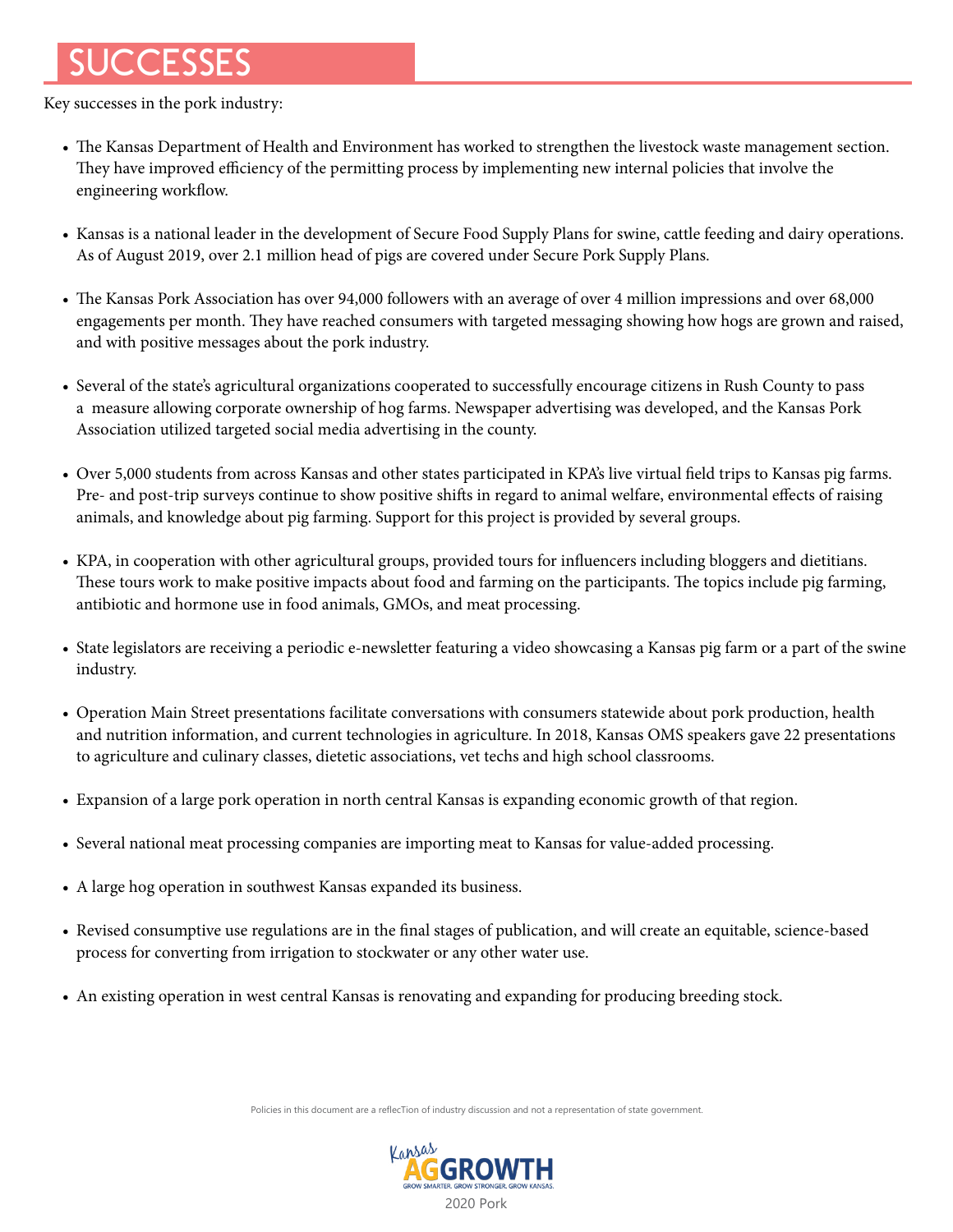# SUCCESSES

Key successes in the pork industry:

- The Kansas Department of Health and Environment has worked to strengthen the livestock waste management section. They have improved efficiency of the permitting process by implementing new internal policies that involve the engineering workflow.
- Kansas is a national leader in the development of Secure Food Supply Plans for swine, cattle feeding and dairy operations. As of August 2019, over 2.1 million head of pigs are covered under Secure Pork Supply Plans.
- The Kansas Pork Association has over 94,000 followers with an average of over 4 million impressions and over 68,000 engagements per month. They have reached consumers with targeted messaging showing how hogs are grown and raised, and with positive messages about the pork industry.
- Several of the state's agricultural organizations cooperated to successfully encourage citizens in Rush County to pass a measure allowing corporate ownership of hog farms. Newspaper advertising was developed, and the Kansas Pork Association utilized targeted social media advertising in the county.
- Over 5,000 students from across Kansas and other states participated in KPA's live virtual field trips to Kansas pig farms. Pre- and post-trip surveys continue to show positive shifts in regard to animal welfare, environmental effects of raising animals, and knowledge about pig farming. Support for this project is provided by several groups.
- KPA, in cooperation with other agricultural groups, provided tours for influencers including bloggers and dietitians. These tours work to make positive impacts about food and farming on the participants. The topics include pig farming, antibiotic and hormone use in food animals, GMOs, and meat processing.
- State legislators are receiving a periodic e-newsletter featuring a video showcasing a Kansas pig farm or a part of the swine industry.
- Operation Main Street presentations facilitate conversations with consumers statewide about pork production, health and nutrition information, and current technologies in agriculture. In 2018, Kansas OMS speakers gave 22 presentations to agriculture and culinary classes, dietetic associations, vet techs and high school classrooms.
- Expansion of a large pork operation in north central Kansas is expanding economic growth of that region.
- Several national meat processing companies are importing meat to Kansas for value-added processing.
- A large hog operation in southwest Kansas expanded its business.
- Revised consumptive use regulations are in the final stages of publication, and will create an equitable, science-based process for converting from irrigation to stockwater or any other water use.
- An existing operation in west central Kansas is renovating and expanding for producing breeding stock.

Policies in this document are a reflecTion of industry discussion and not a representation of state government.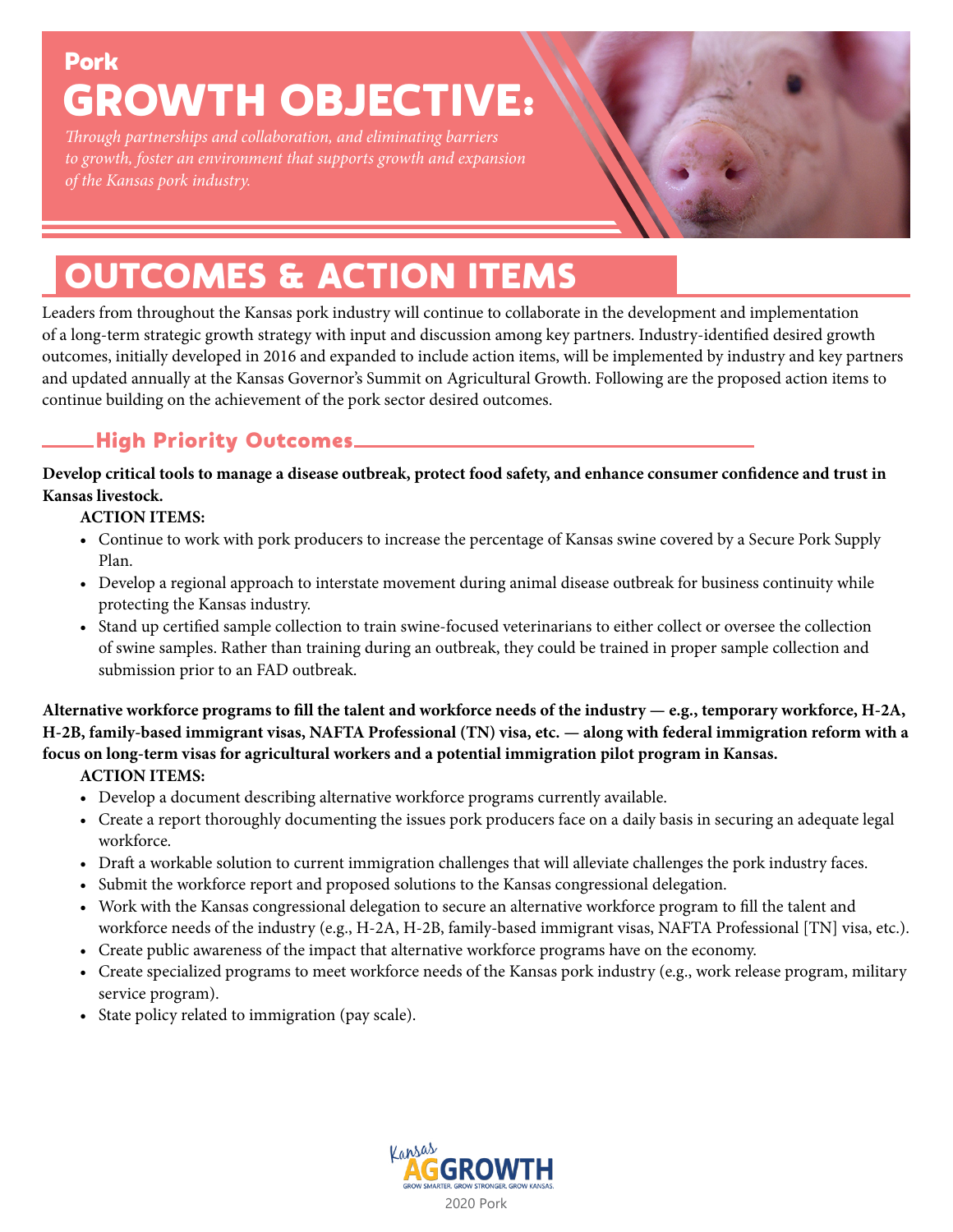Pork

# GROWTH OBJECTIVE:

*Through partnerships and collaboration, and eliminating barriers to growth, foster an environment that supports growth and expansion of the Kansas pork industry.*

# OUTCOMES & ACTION ITEMS

Leaders from throughout the Kansas pork industry will continue to collaborate in the development and implementation of a long-term strategic growth strategy with input and discussion among key partners. Industry-identified desired growth outcomes, initially developed in 2016 and expanded to include action items, will be implemented by industry and key partners and updated annually at the Kansas Governor's Summit on Agricultural Growth. Following are the proposed action items to continue building on the achievement of the pork sector desired outcomes.

## High Priority Outcomes

**Develop critical tools to manage a disease outbreak, protect food safety, and enhance consumer confidence and trust in Kansas livestock.**

**ACTION ITEMS:**

- Continue to work with pork producers to increase the percentage of Kansas swine covered by a Secure Pork Supply Plan.
- Develop a regional approach to interstate movement during animal disease outbreak for business continuity while protecting the Kansas industry.
- Stand up certified sample collection to train swine-focused veterinarians to either collect or oversee the collection of swine samples. Rather than training during an outbreak, they could be trained in proper sample collection and submission prior to an FAD outbreak.

**Alternative workforce programs to fill the talent and workforce needs of the industry — e.g., temporary workforce, H-2A, H-2B, family-based immigrant visas, NAFTA Professional (TN) visa, etc. — along with federal immigration reform with a focus on long-term visas for agricultural workers and a potential immigration pilot program in Kansas.**

**ACTION ITEMS:**

- Develop a document describing alternative workforce programs currently available.
- Create a report thoroughly documenting the issues pork producers face on a daily basis in securing an adequate legal workforce.
- Draft a workable solution to current immigration challenges that will alleviate challenges the pork industry faces.
- Submit the workforce report and proposed solutions to the Kansas congressional delegation.
- Work with the Kansas congressional delegation to secure an alternative workforce program to fill the talent and workforce needs of the industry (e.g., H-2A, H-2B, family-based immigrant visas, NAFTA Professional [TN] visa, etc.).
- Create public awareness of the impact that alternative workforce programs have on the economy.
- Create specialized programs to meet workforce needs of the Kansas pork industry (e.g., work release program, military service program).
- State policy related to immigration (pay scale).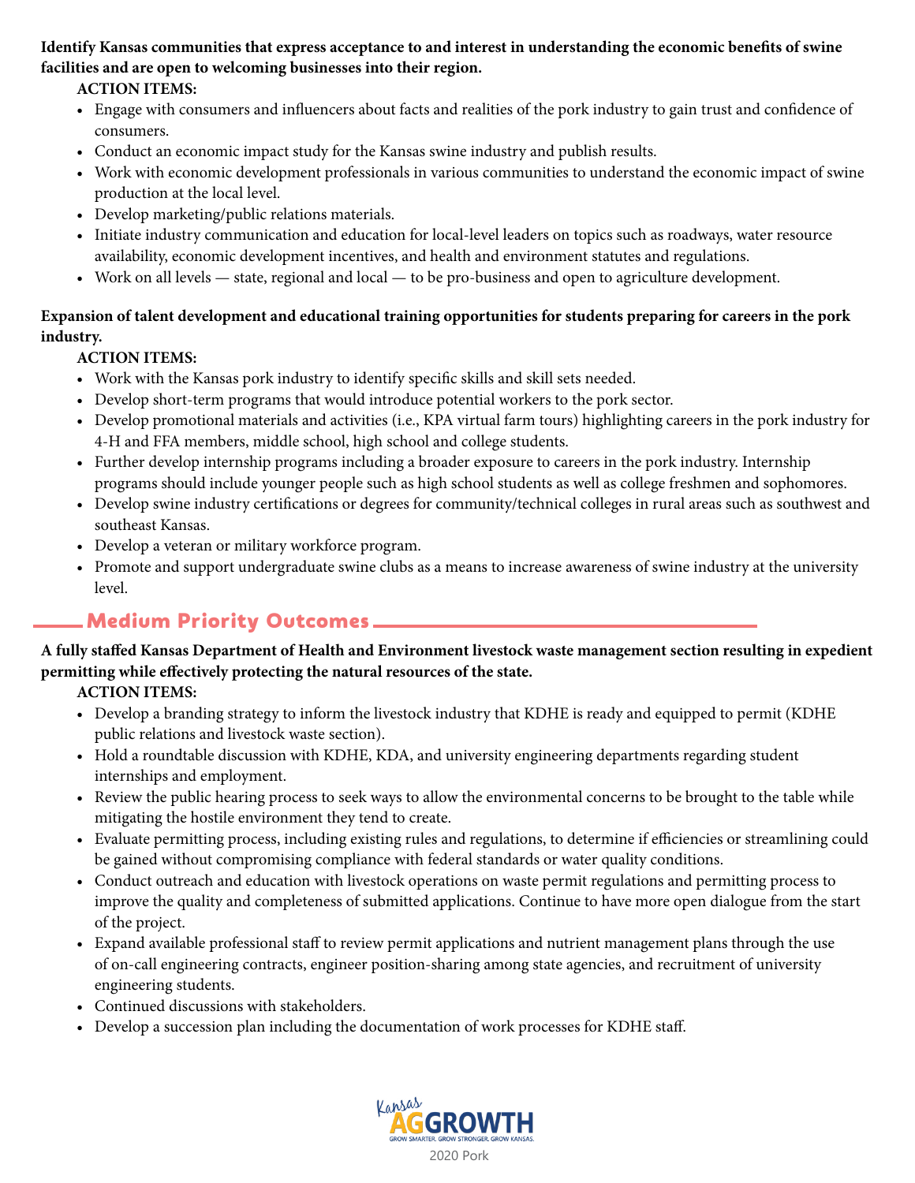**Identify Kansas communities that express acceptance to and interest in understanding the economic benefits of swine facilities and are open to welcoming businesses into their region.**

**ACTION ITEMS:**

- Engage with consumers and influencers about facts and realities of the pork industry to gain trust and confidence of consumers.
- Conduct an economic impact study for the Kansas swine industry and publish results.
- Work with economic development professionals in various communities to understand the economic impact of swine production at the local level.
- Develop marketing/public relations materials.
- Initiate industry communication and education for local-level leaders on topics such as roadways, water resource availability, economic development incentives, and health and environment statutes and regulations.
- Work on all levels — state, regional and local — to be pro-business and open to agriculture development.

**Expansion of talent development and educational training opportunities for students preparing for careers in the pork industry.**

**ACTION ITEMS:**

- Work with the Kansas pork industry to identify specific skills and skill sets needed.
- Develop short-term programs that would introduce potential workers to the pork sector.
- Develop promotional materials and activities (i.e., KPA virtual farm tours) highlighting careers in the pork industry for 4-H and FFA members, middle school, high school and college students.
- Further develop internship programs including a broader exposure to careers in the pork industry. Internship programs should include younger people such as high school students as well as college freshmen and sophomores.
- Develop swine industry certifications or degrees for community/technical colleges in rural areas such as southwest and southeast Kansas.
- Develop a veteran or military workforce program.
- Promote and support undergraduate swine clubs as a means to increase awareness of swine industry at the university level.

## Medium Priority Outcomes

**A fully staffed Kansas Department of Health and Environment livestock waste management section resulting in expedient permitting while effectively protecting the natural resources of the state.**

**ACTION ITEMS:**

- Develop a branding strategy to inform the livestock industry that KDHE is ready and equipped to permit (KDHE public relations and livestock waste section).
- Hold a roundtable discussion with KDHE, KDA, and university engineering departments regarding student internships and employment.
- Review the public hearing process to seek ways to allow the environmental concerns to be brought to the table while mitigating the hostile environment they tend to create.
- Evaluate permitting process, including existing rules and regulations, to determine if efficiencies or streamlining could be gained without compromising compliance with federal standards or water quality conditions.
- Conduct outreach and education with livestock operations on waste permit regulations and permitting process to improve the quality and completeness of submitted applications. Continue to have more open dialogue from the start of the project.
- Expand available professional staff to review permit applications and nutrient management plans through the use of on-call engineering contracts, engineer position-sharing among state agencies, and recruitment of university engineering students.
- Continued discussions with stakeholders.
- Develop a succession plan including the documentation of work processes for KDHE staff.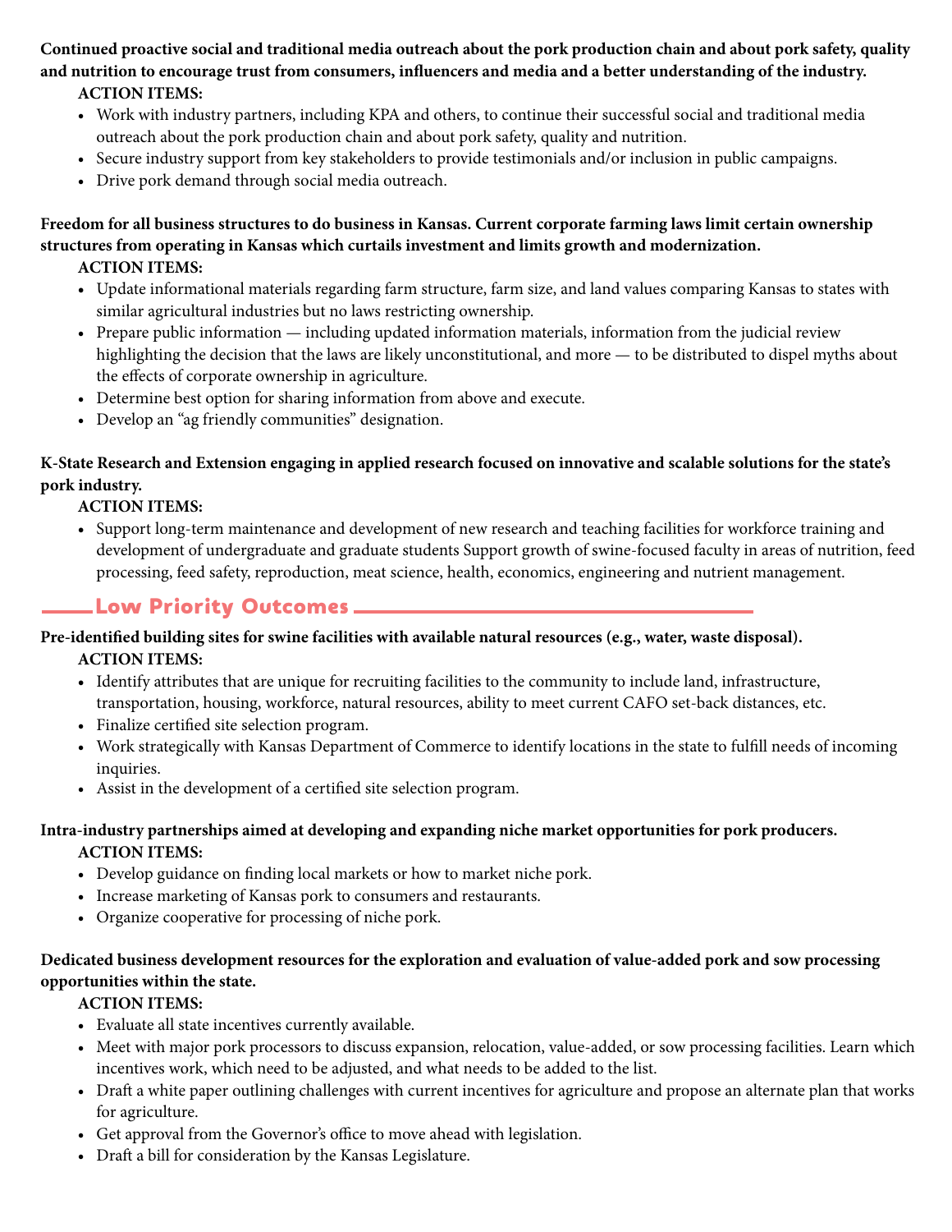**Continued proactive social and traditional media outreach about the pork production chain and about pork safety, quality and nutrition to encourage trust from consumers, influencers and media and a better understanding of the industry.**

**ACTION ITEMS:**

- Work with industry partners, including KPA and others, to continue their successful social and traditional media outreach about the pork production chain and about pork safety, quality and nutrition.
- Secure industry support from key stakeholders to provide testimonials and/or inclusion in public campaigns.
- Drive pork demand through social media outreach.

**Freedom for all business structures to do business in Kansas. Current corporate farming laws limit certain ownership structures from operating in Kansas which curtails investment and limits growth and modernization.**

**ACTION ITEMS:**

- Update informational materials regarding farm structure, farm size, and land values comparing Kansas to states with similar agricultural industries but no laws restricting ownership.
- Prepare public information — including updated information materials, information from the judicial review highlighting the decision that the laws are likely unconstitutional, and more — to be distributed to dispel myths about the effects of corporate ownership in agriculture.
- Determine best option for sharing information from above and execute.
- Develop an "ag friendly communities" designation.

**K-State Research and Extension engaging in applied research focused on innovative and scalable solutions for the state's pork industry.**

**ACTION ITEMS:**

- Support long-term maintenance and development of new research and teaching facilities for workforce training and development of undergraduate and graduate students Support growth of swine-focused faculty in areas of nutrition, feed processing, feed safety, reproduction, meat science, health, economics, engineering and nutrient management.

## Low Priority Outcomes

**Pre-identified building sites for swine facilities with available natural resources (e.g., water, waste disposal).**

**ACTION ITEMS:**

- Identify attributes that are unique for recruiting facilities to the community to include land, infrastructure, transportation, housing, workforce, natural resources, ability to meet current CAFO set-back distances, etc.
- Finalize certified site selection program.
- Work strategically with Kansas Department of Commerce to identify locations in the state to fulfill needs of incoming inquiries.
- Assist in the development of a certified site selection program.

**Intra-industry partnerships aimed at developing and expanding niche market opportunities for pork producers.**

**ACTION ITEMS:**

- Develop guidance on finding local markets or how to market niche pork.
- Increase marketing of Kansas pork to consumers and restaurants.
- Organize cooperative for processing of niche pork.

**Dedicated business development resources for the exploration and evaluation of value-added pork and sow processing opportunities within the state.**

**ACTION ITEMS:**

- Evaluate all state incentives currently available.
- Meet with major pork processors to discuss expansion, relocation, value-added, or sow processing facilities. Learn which incentives work, which need to be adjusted, and what needs to be added to the list.
- Draft a white paper outlining challenges with current incentives for agriculture and propose an alternate plan that works for agriculture.
- Get approval from the Governor's office to move ahead with legislation.
- Draft a bill for consideration by the Kansas Legislature.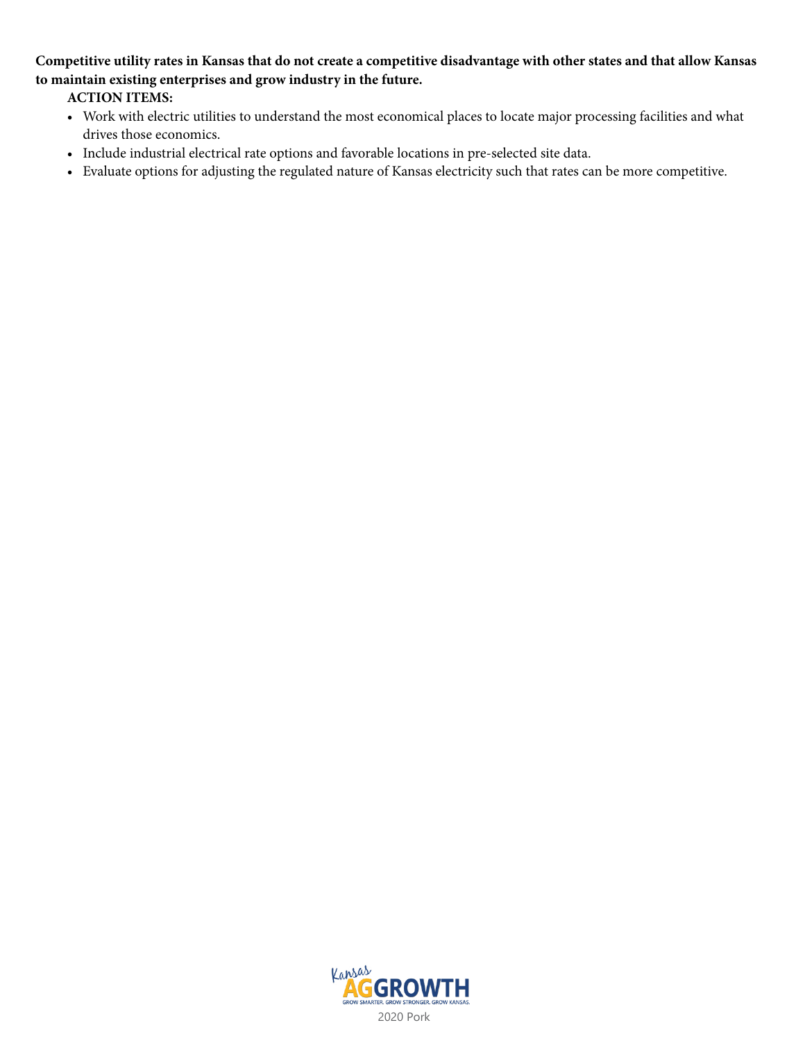**Competitive utility rates in Kansas that do not create a competitive disadvantage with other states and that allow Kansas to maintain existing enterprises and grow industry in the future.**

**ACTION ITEMS:**

- Work with electric utilities to understand the most economical places to locate major processing facilities and what drives those economics.
- Include industrial electrical rate options and favorable locations in pre-selected site data.
- Evaluate options for adjusting the regulated nature of Kansas electricity such that rates can be more competitive.